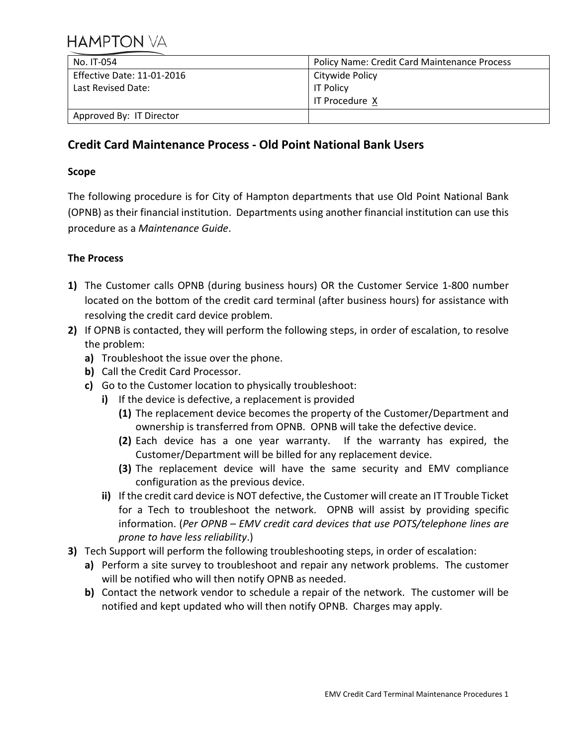HAMPTON VA

| No. IT-054 | Policy Name: Credit Card Maintenance Process |
| --- | --- |
| Effective Date: 11-01-2016<br>Last Revised Date: | Citywide Policy<br>IT Policy<br>IT Procedure X |
| Approved By: IT Director | |

## Credit Card Maintenance Process - Old Point National Bank Users

### Scope

The following procedure is for City of Hampton departments that use Old Point National Bank (OPNB) as their financial institution. Departments using another financial institution can use this procedure as a *Maintenance Guide*.

### The Process

**1)** The Customer calls OPNB (during business hours) OR the Customer Service 1-800 number located on the bottom of the credit card terminal (after business hours) for assistance with resolving the credit card device problem.

**2)** If OPNB is contacted, they will perform the following steps, in order of escalation, to resolve the problem:

- **a)** Troubleshoot the issue over the phone.
- **b)** Call the Credit Card Processor.
- **c)** Go to the Customer location to physically troubleshoot:
  - **i)** If the device is defective, a replacement is provided
    - **(1)** The replacement device becomes the property of the Customer/Department and ownership is transferred from OPNB. OPNB will take the defective device.
    - **(2)** Each device has a one year warranty. If the warranty has expired, the Customer/Department will be billed for any replacement device.
    - **(3)** The replacement device will have the same security and EMV compliance configuration as the previous device.
  - **ii)** If the credit card device is NOT defective, the Customer will create an IT Trouble Ticket for a Tech to troubleshoot the network. OPNB will assist by providing specific information. (*Per OPNB – EMV credit card devices that use POTS/telephone lines are prone to have less reliability*.)

**3)** Tech Support will perform the following troubleshooting steps, in order of escalation:

- **a)** Perform a site survey to troubleshoot and repair any network problems. The customer will be notified who will then notify OPNB as needed.
- **b)** Contact the network vendor to schedule a repair of the network. The customer will be notified and kept updated who will then notify OPNB. Charges may apply.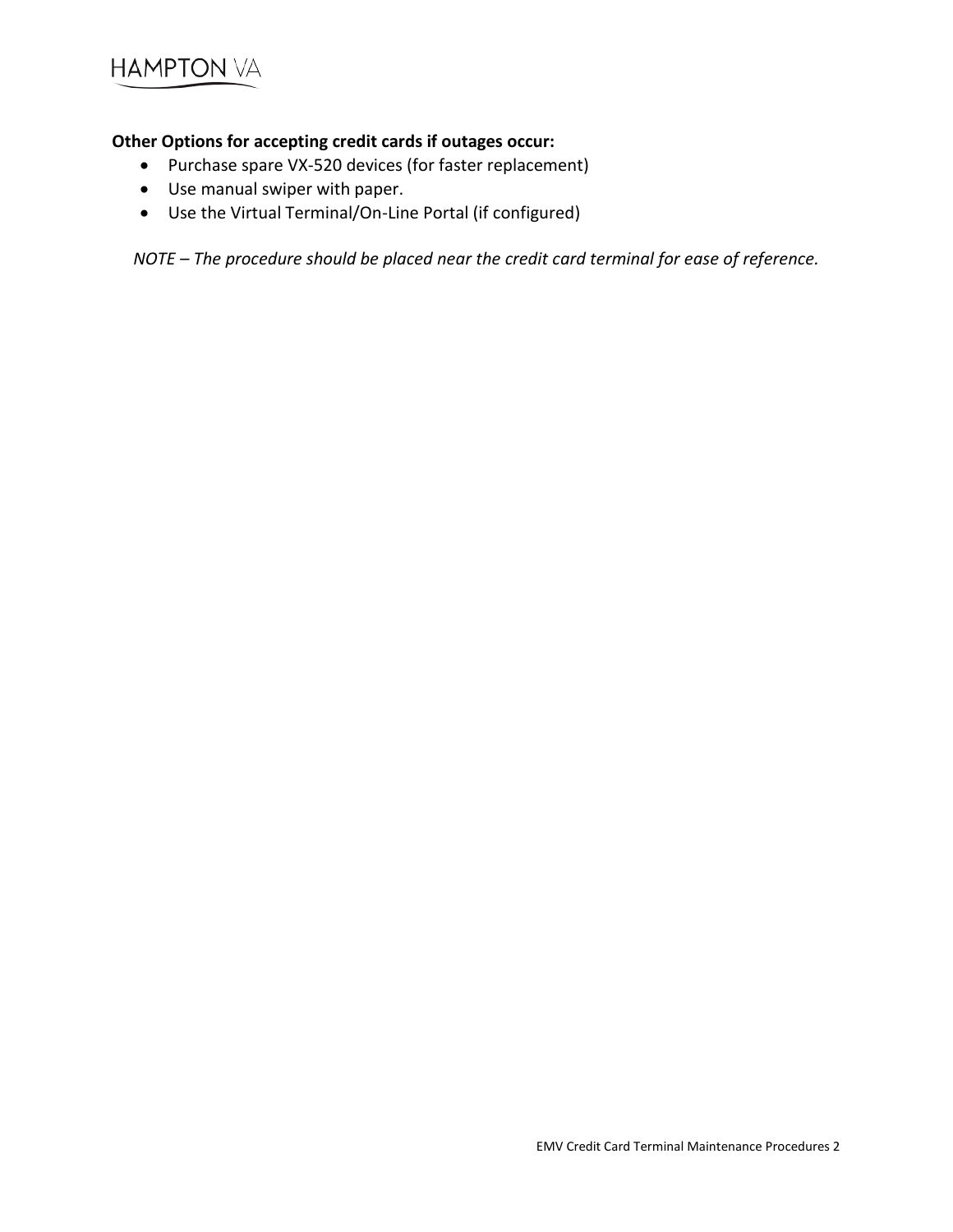**Other Options for accepting credit cards if outages occur:**

- Purchase spare VX-520 devices (for faster replacement)
- Use manual swiper with paper.
- Use the Virtual Terminal/On-Line Portal (if configured)

*NOTE – The procedure should be placed near the credit card terminal for ease of reference.*